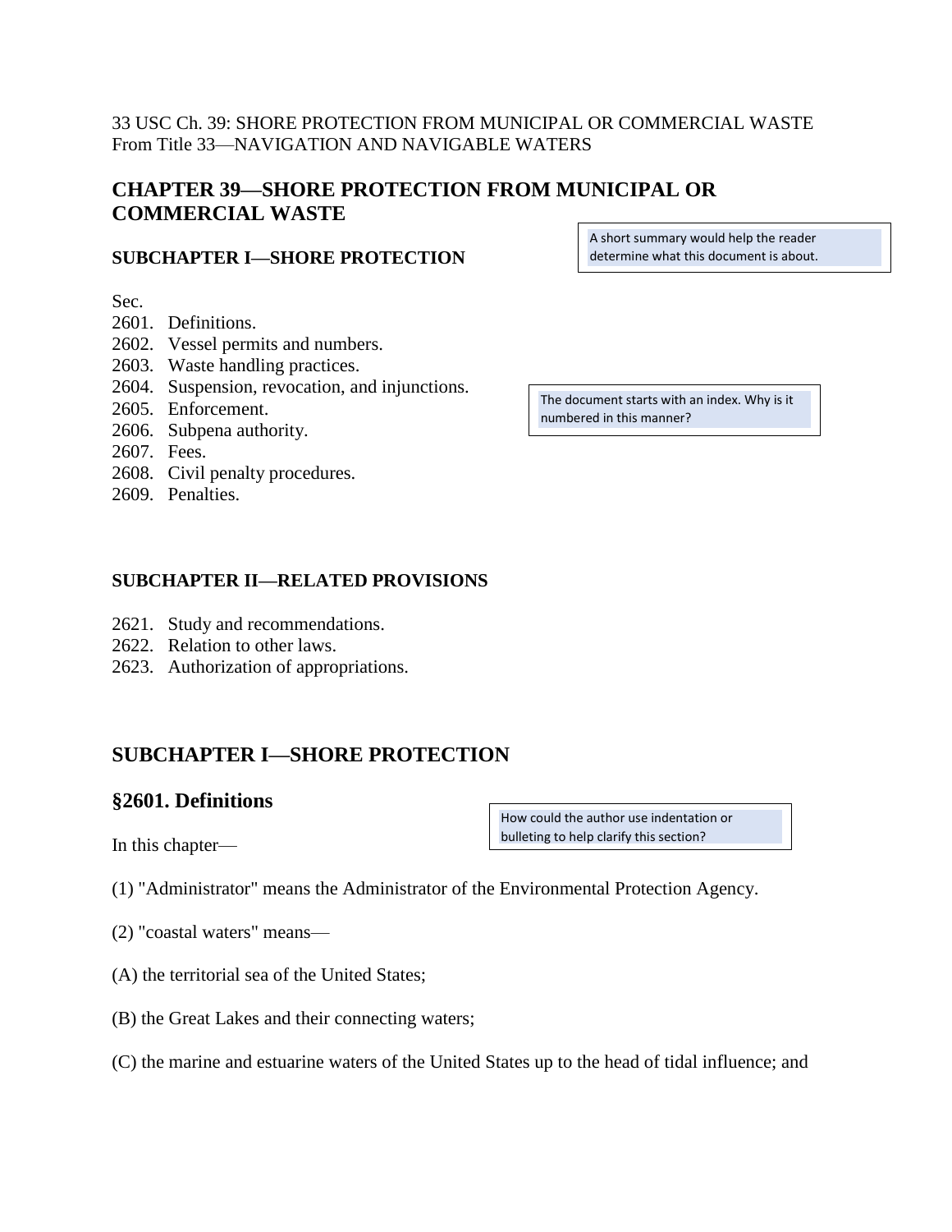33 USC Ch. 39: SHORE PROTECTION FROM MUNICIPAL OR COMMERCIAL WASTE
From Title 33—NAVIGATION AND NAVIGABLE WATERS

# CHAPTER 39—SHORE PROTECTION FROM MUNICIPAL OR COMMERCIAL WASTE

A short summary would help the reader determine what this document is about.

### SUBCHAPTER I—SHORE PROTECTION

Sec.
2601. Definitions.
2602. Vessel permits and numbers.
2603. Waste handling practices.
2604. Suspension, revocation, and injunctions.
2605. Enforcement.
2606. Subpena authority.
2607. Fees.
2608. Civil penalty procedures.
2609. Penalties.

The document starts with an index. Why is it numbered in this manner?

### SUBCHAPTER II—RELATED PROVISIONS

2621. Study and recommendations.
2622. Relation to other laws.
2623. Authorization of appropriations.

## SUBCHAPTER I—SHORE PROTECTION

## §2601. Definitions

How could the author use indentation or bulleting to help clarify this section?

In this chapter—

(1) "Administrator" means the Administrator of the Environmental Protection Agency.

(2) "coastal waters" means—

(A) the territorial sea of the United States;

(B) the Great Lakes and their connecting waters;

(C) the marine and estuarine waters of the United States up to the head of tidal influence; and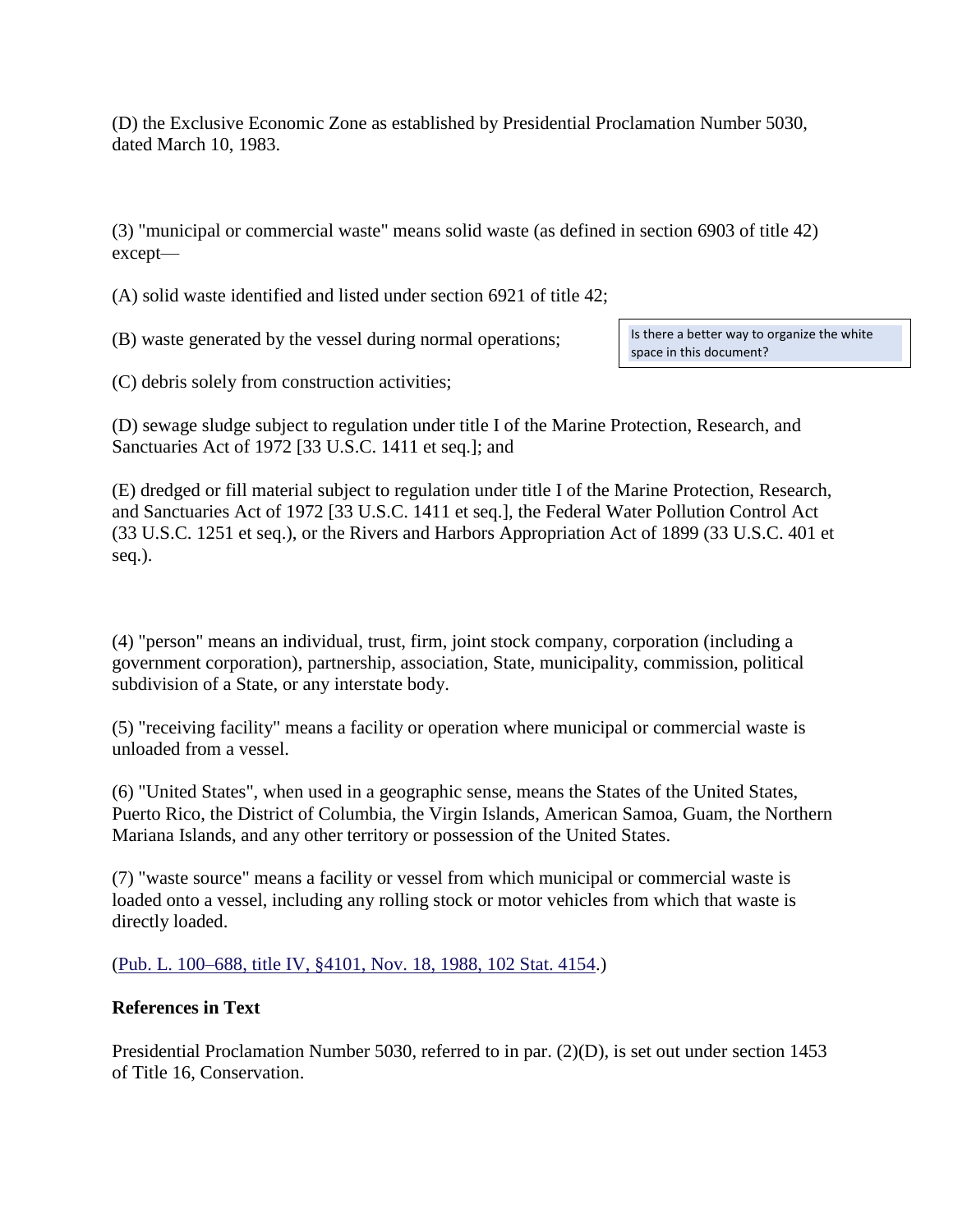(D) the Exclusive Economic Zone as established by Presidential Proclamation Number 5030, dated March 10, 1983.

(3) "municipal or commercial waste" means solid waste (as defined in section 6903 of title 42) except—

(A) solid waste identified and listed under section 6921 of title 42;

(B) waste generated by the vessel during normal operations;

Is there a better way to organize the white space in this document?

(C) debris solely from construction activities;

(D) sewage sludge subject to regulation under title I of the Marine Protection, Research, and Sanctuaries Act of 1972 [33 U.S.C. 1411 et seq.]; and

(E) dredged or fill material subject to regulation under title I of the Marine Protection, Research, and Sanctuaries Act of 1972 [33 U.S.C. 1411 et seq.], the Federal Water Pollution Control Act (33 U.S.C. 1251 et seq.), or the Rivers and Harbors Appropriation Act of 1899 (33 U.S.C. 401 et seq.).

(4) "person" means an individual, trust, firm, joint stock company, corporation (including a government corporation), partnership, association, State, municipality, commission, political subdivision of a State, or any interstate body.

(5) "receiving facility" means a facility or operation where municipal or commercial waste is unloaded from a vessel.

(6) "United States", when used in a geographic sense, means the States of the United States, Puerto Rico, the District of Columbia, the Virgin Islands, American Samoa, Guam, the Northern Mariana Islands, and any other territory or possession of the United States.

(7) "waste source" means a facility or vessel from which municipal or commercial waste is loaded onto a vessel, including any rolling stock or motor vehicles from which that waste is directly loaded.

(Pub. L. 100–688, title IV, §4101, Nov. 18, 1988, 102 Stat. 4154.)

**References in Text**

Presidential Proclamation Number 5030, referred to in par. (2)(D), is set out under section 1453 of Title 16, Conservation.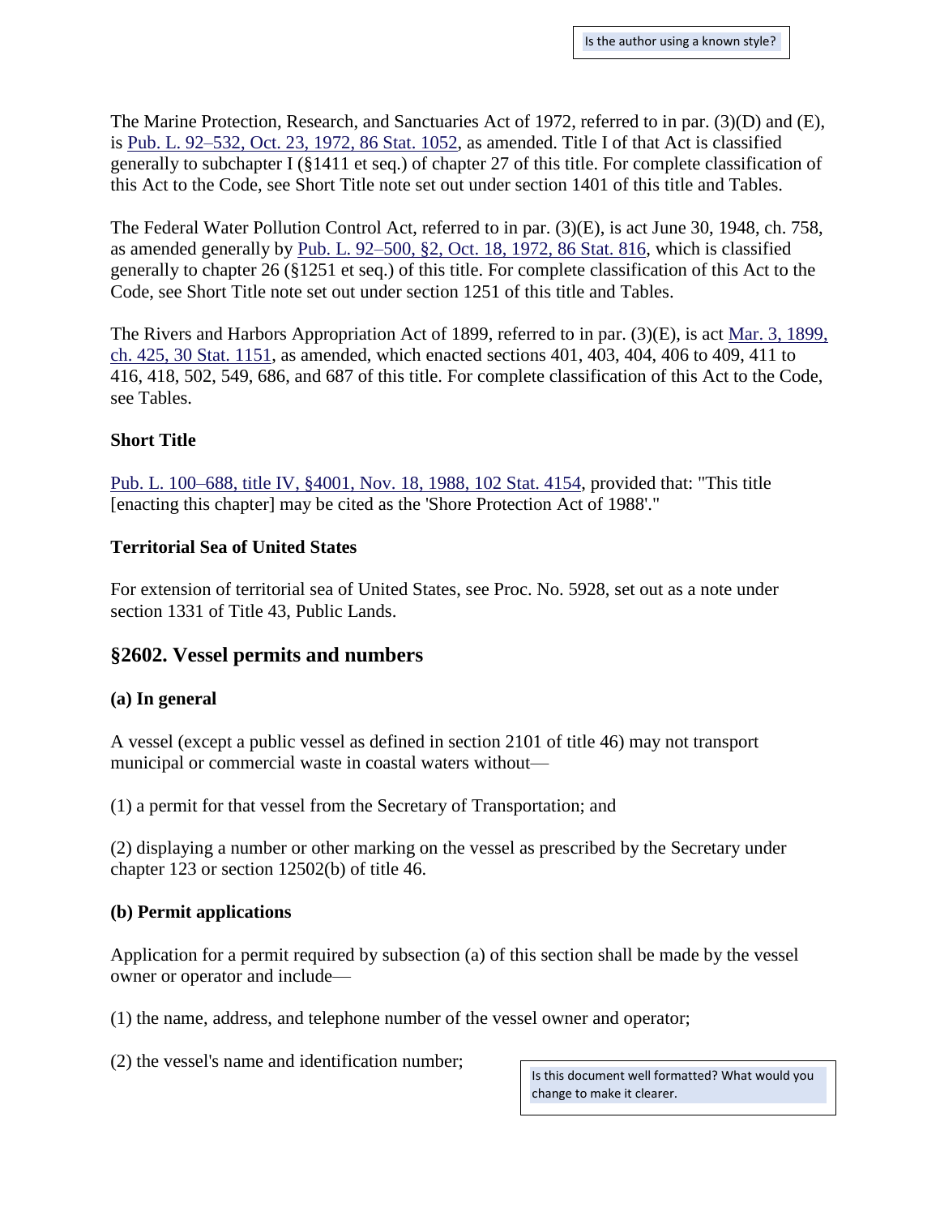Is the author using a known style?

The Marine Protection, Research, and Sanctuaries Act of 1972, referred to in par. (3)(D) and (E), is Pub. L. 92–532, Oct. 23, 1972, 86 Stat. 1052, as amended. Title I of that Act is classified generally to subchapter I (§1411 et seq.) of chapter 27 of this title. For complete classification of this Act to the Code, see Short Title note set out under section 1401 of this title and Tables.

The Federal Water Pollution Control Act, referred to in par. (3)(E), is act June 30, 1948, ch. 758, as amended generally by Pub. L. 92–500, §2, Oct. 18, 1972, 86 Stat. 816, which is classified generally to chapter 26 (§1251 et seq.) of this title. For complete classification of this Act to the Code, see Short Title note set out under section 1251 of this title and Tables.

The Rivers and Harbors Appropriation Act of 1899, referred to in par. (3)(E), is act Mar. 3, 1899, ch. 425, 30 Stat. 1151, as amended, which enacted sections 401, 403, 404, 406 to 409, 411 to 416, 418, 502, 549, 686, and 687 of this title. For complete classification of this Act to the Code, see Tables.

**Short Title**

Pub. L. 100–688, title IV, §4001, Nov. 18, 1988, 102 Stat. 4154, provided that: "This title [enacting this chapter] may be cited as the 'Shore Protection Act of 1988'."

**Territorial Sea of United States**

For extension of territorial sea of United States, see Proc. No. 5928, set out as a note under section 1331 of Title 43, Public Lands.

## §2602. Vessel permits and numbers

### (a) In general

A vessel (except a public vessel as defined in section 2101 of title 46) may not transport municipal or commercial waste in coastal waters without—

(1) a permit for that vessel from the Secretary of Transportation; and

(2) displaying a number or other marking on the vessel as prescribed by the Secretary under chapter 123 or section 12502(b) of title 46.

### (b) Permit applications

Application for a permit required by subsection (a) of this section shall be made by the vessel owner or operator and include—

(1) the name, address, and telephone number of the vessel owner and operator;

(2) the vessel's name and identification number;

Is this document well formatted? What would you change to make it clearer.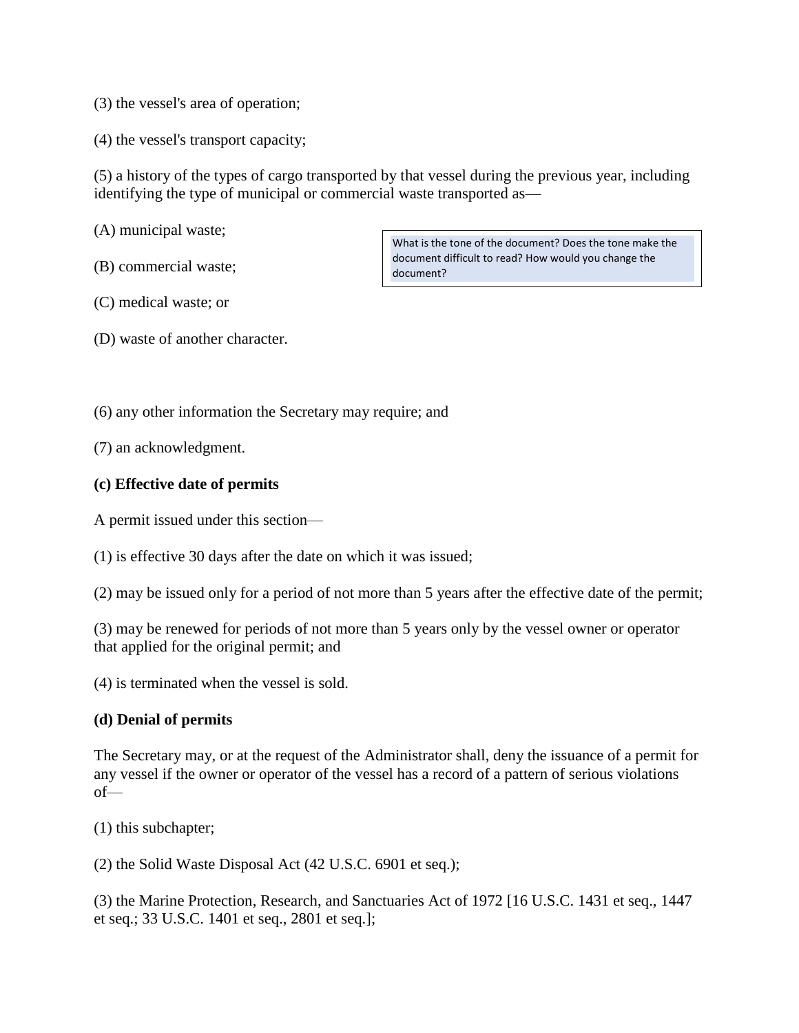(3) the vessel's area of operation;

(4) the vessel's transport capacity;

(5) a history of the types of cargo transported by that vessel during the previous year, including identifying the type of municipal or commercial waste transported as—

(A) municipal waste;

(B) commercial waste;

(C) medical waste; or

(D) waste of another character.

What is the tone of the document? Does the tone make the document difficult to read? How would you change the document?

(6) any other information the Secretary may require; and

(7) an acknowledgment.

**(c) Effective date of permits**

A permit issued under this section—

(1) is effective 30 days after the date on which it was issued;

(2) may be issued only for a period of not more than 5 years after the effective date of the permit;

(3) may be renewed for periods of not more than 5 years only by the vessel owner or operator that applied for the original permit; and

(4) is terminated when the vessel is sold.

**(d) Denial of permits**

The Secretary may, or at the request of the Administrator shall, deny the issuance of a permit for any vessel if the owner or operator of the vessel has a record of a pattern of serious violations of—

(1) this subchapter;

(2) the Solid Waste Disposal Act (42 U.S.C. 6901 et seq.);

(3) the Marine Protection, Research, and Sanctuaries Act of 1972 [16 U.S.C. 1431 et seq., 1447 et seq.; 33 U.S.C. 1401 et seq., 2801 et seq.];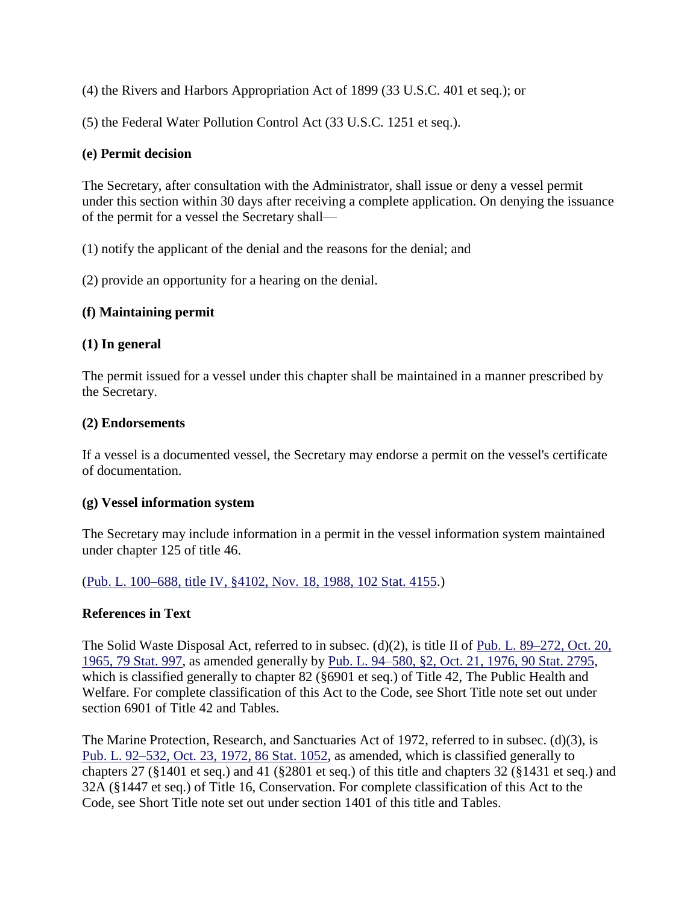(4) the Rivers and Harbors Appropriation Act of 1899 (33 U.S.C. 401 et seq.); or

(5) the Federal Water Pollution Control Act (33 U.S.C. 1251 et seq.).

**(e) Permit decision**

The Secretary, after consultation with the Administrator, shall issue or deny a vessel permit under this section within 30 days after receiving a complete application. On denying the issuance of the permit for a vessel the Secretary shall—

(1) notify the applicant of the denial and the reasons for the denial; and

(2) provide an opportunity for a hearing on the denial.

**(f) Maintaining permit**

**(1) In general**

The permit issued for a vessel under this chapter shall be maintained in a manner prescribed by the Secretary.

**(2) Endorsements**

If a vessel is a documented vessel, the Secretary may endorse a permit on the vessel's certificate of documentation.

**(g) Vessel information system**

The Secretary may include information in a permit in the vessel information system maintained under chapter 125 of title 46.

(Pub. L. 100–688, title IV, §4102, Nov. 18, 1988, 102 Stat. 4155.)

**References in Text**

The Solid Waste Disposal Act, referred to in subsec. (d)(2), is title II of Pub. L. 89–272, Oct. 20, 1965, 79 Stat. 997, as amended generally by Pub. L. 94–580, §2, Oct. 21, 1976, 90 Stat. 2795, which is classified generally to chapter 82 (§6901 et seq.) of Title 42, The Public Health and Welfare. For complete classification of this Act to the Code, see Short Title note set out under section 6901 of Title 42 and Tables.

The Marine Protection, Research, and Sanctuaries Act of 1972, referred to in subsec. (d)(3), is Pub. L. 92–532, Oct. 23, 1972, 86 Stat. 1052, as amended, which is classified generally to chapters 27 (§1401 et seq.) and 41 (§2801 et seq.) of this title and chapters 32 (§1431 et seq.) and 32A (§1447 et seq.) of Title 16, Conservation. For complete classification of this Act to the Code, see Short Title note set out under section 1401 of this title and Tables.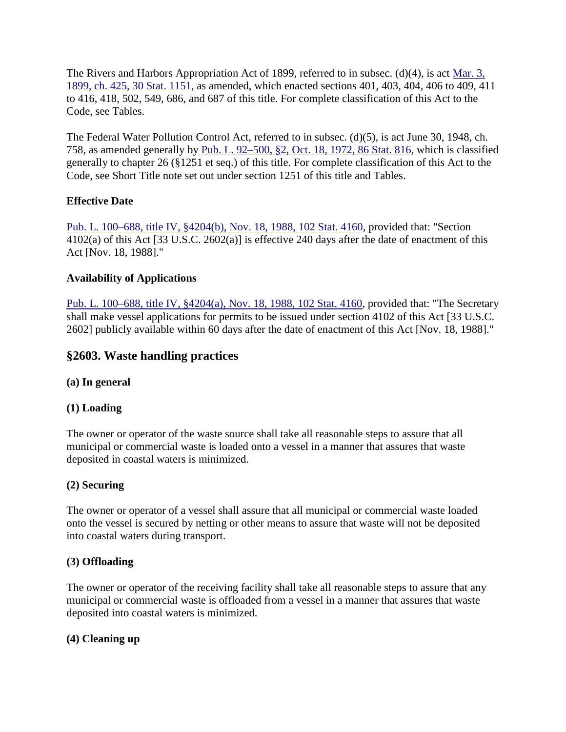The Rivers and Harbors Appropriation Act of 1899, referred to in subsec. (d)(4), is act Mar. 3, 1899, ch. 425, 30 Stat. 1151, as amended, which enacted sections 401, 403, 404, 406 to 409, 411 to 416, 418, 502, 549, 686, and 687 of this title. For complete classification of this Act to the Code, see Tables.

The Federal Water Pollution Control Act, referred to in subsec. (d)(5), is act June 30, 1948, ch. 758, as amended generally by Pub. L. 92–500, §2, Oct. 18, 1972, 86 Stat. 816, which is classified generally to chapter 26 (§1251 et seq.) of this title. For complete classification of this Act to the Code, see Short Title note set out under section 1251 of this title and Tables.

**Effective Date**

Pub. L. 100–688, title IV, §4204(b), Nov. 18, 1988, 102 Stat. 4160, provided that: "Section 4102(a) of this Act [33 U.S.C. 2602(a)] is effective 240 days after the date of enactment of this Act [Nov. 18, 1988]."

**Availability of Applications**

Pub. L. 100–688, title IV, §4204(a), Nov. 18, 1988, 102 Stat. 4160, provided that: "The Secretary shall make vessel applications for permits to be issued under section 4102 of this Act [33 U.S.C. 2602] publicly available within 60 days after the date of enactment of this Act [Nov. 18, 1988]."

## §2603. Waste handling practices

**(a) In general**

**(1) Loading**

The owner or operator of the waste source shall take all reasonable steps to assure that all municipal or commercial waste is loaded onto a vessel in a manner that assures that waste deposited in coastal waters is minimized.

**(2) Securing**

The owner or operator of a vessel shall assure that all municipal or commercial waste loaded onto the vessel is secured by netting or other means to assure that waste will not be deposited into coastal waters during transport.

**(3) Offloading**

The owner or operator of the receiving facility shall take all reasonable steps to assure that any municipal or commercial waste is offloaded from a vessel in a manner that assures that waste deposited into coastal waters is minimized.

**(4) Cleaning up**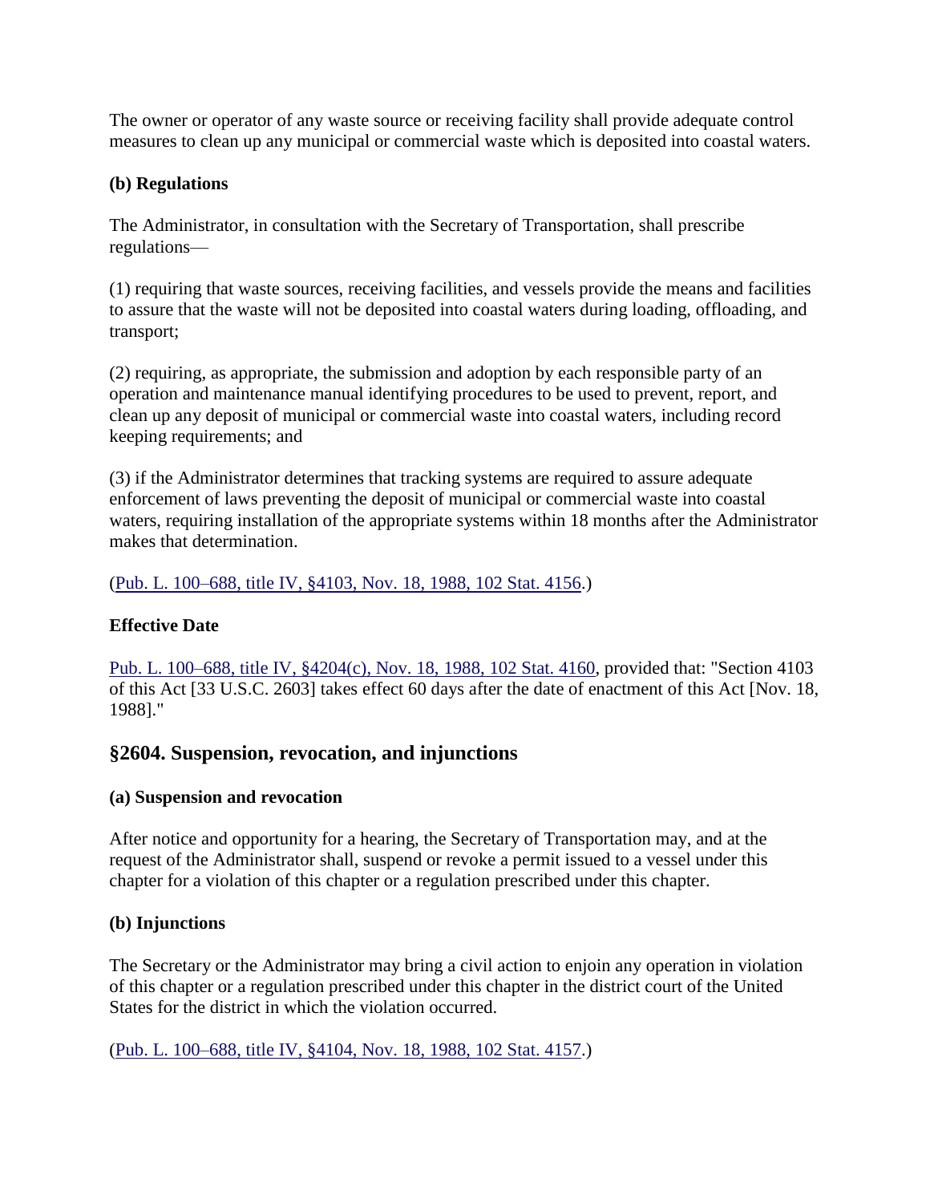The owner or operator of any waste source or receiving facility shall provide adequate control measures to clean up any municipal or commercial waste which is deposited into coastal waters.

**(b) Regulations**

The Administrator, in consultation with the Secretary of Transportation, shall prescribe regulations—

(1) requiring that waste sources, receiving facilities, and vessels provide the means and facilities to assure that the waste will not be deposited into coastal waters during loading, offloading, and transport;

(2) requiring, as appropriate, the submission and adoption by each responsible party of an operation and maintenance manual identifying procedures to be used to prevent, report, and clean up any deposit of municipal or commercial waste into coastal waters, including record keeping requirements; and

(3) if the Administrator determines that tracking systems are required to assure adequate enforcement of laws preventing the deposit of municipal or commercial waste into coastal waters, requiring installation of the appropriate systems within 18 months after the Administrator makes that determination.

(Pub. L. 100–688, title IV, §4103, Nov. 18, 1988, 102 Stat. 4156.)

**Effective Date**

Pub. L. 100–688, title IV, §4204(c), Nov. 18, 1988, 102 Stat. 4160, provided that: "Section 4103 of this Act [33 U.S.C. 2603] takes effect 60 days after the date of enactment of this Act [Nov. 18, 1988]."

## §2604. Suspension, revocation, and injunctions

**(a) Suspension and revocation**

After notice and opportunity for a hearing, the Secretary of Transportation may, and at the request of the Administrator shall, suspend or revoke a permit issued to a vessel under this chapter for a violation of this chapter or a regulation prescribed under this chapter.

**(b) Injunctions**

The Secretary or the Administrator may bring a civil action to enjoin any operation in violation of this chapter or a regulation prescribed under this chapter in the district court of the United States for the district in which the violation occurred.

(Pub. L. 100–688, title IV, §4104, Nov. 18, 1988, 102 Stat. 4157.)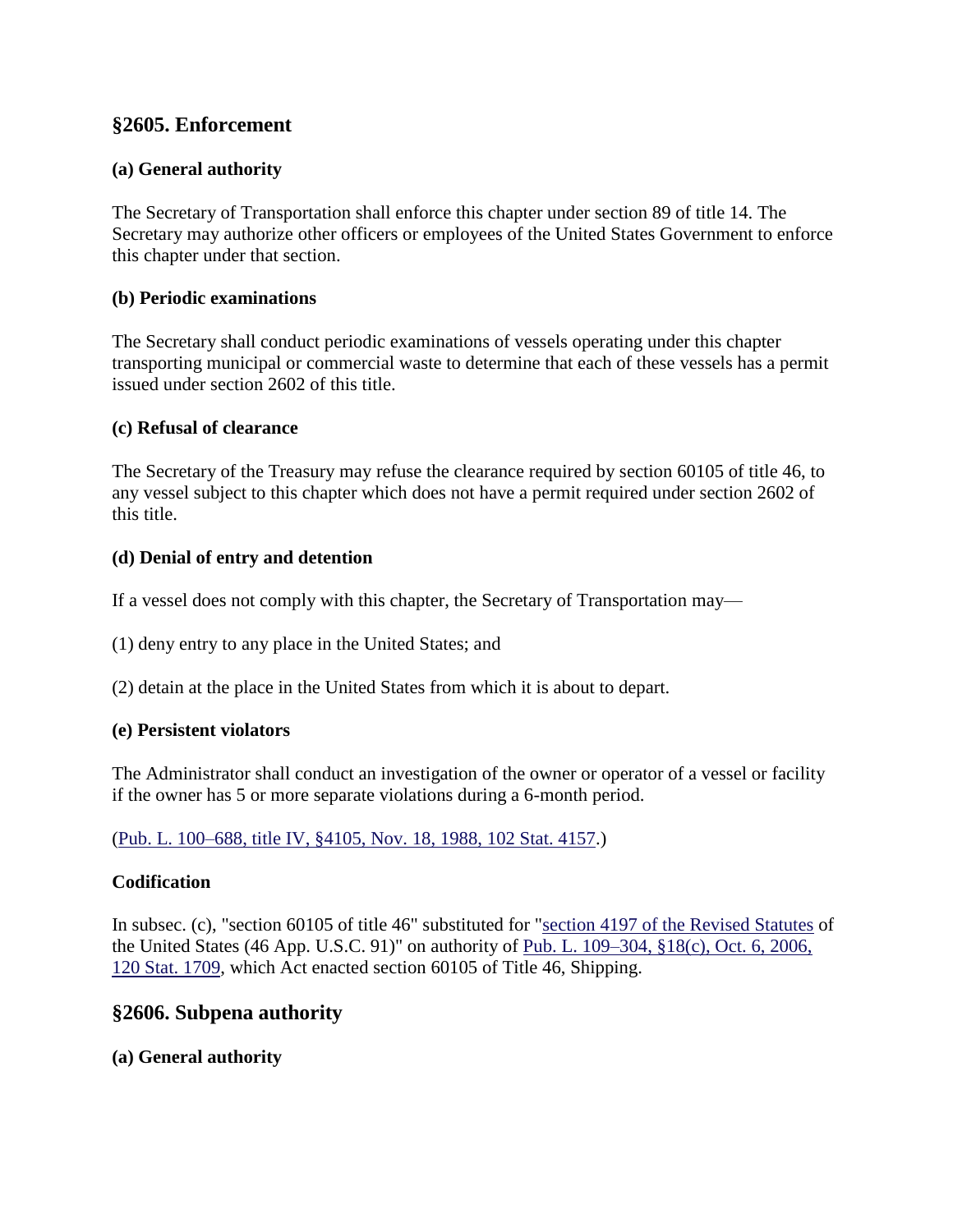## §2605. Enforcement

### (a) General authority

The Secretary of Transportation shall enforce this chapter under section 89 of title 14. The Secretary may authorize other officers or employees of the United States Government to enforce this chapter under that section.

### (b) Periodic examinations

The Secretary shall conduct periodic examinations of vessels operating under this chapter transporting municipal or commercial waste to determine that each of these vessels has a permit issued under section 2602 of this title.

### (c) Refusal of clearance

The Secretary of the Treasury may refuse the clearance required by section 60105 of title 46, to any vessel subject to this chapter which does not have a permit required under section 2602 of this title.

### (d) Denial of entry and detention

If a vessel does not comply with this chapter, the Secretary of Transportation may—

(1) deny entry to any place in the United States; and

(2) detain at the place in the United States from which it is about to depart.

### (e) Persistent violators

The Administrator shall conduct an investigation of the owner or operator of a vessel or facility if the owner has 5 or more separate violations during a 6-month period.

(Pub. L. 100–688, title IV, §4105, Nov. 18, 1988, 102 Stat. 4157.)

### Codification

In subsec. (c), "section 60105 of title 46" substituted for "section 4197 of the Revised Statutes of the United States (46 App. U.S.C. 91)" on authority of Pub. L. 109–304, §18(c), Oct. 6, 2006, 120 Stat. 1709, which Act enacted section 60105 of Title 46, Shipping.

## §2606. Subpena authority

### (a) General authority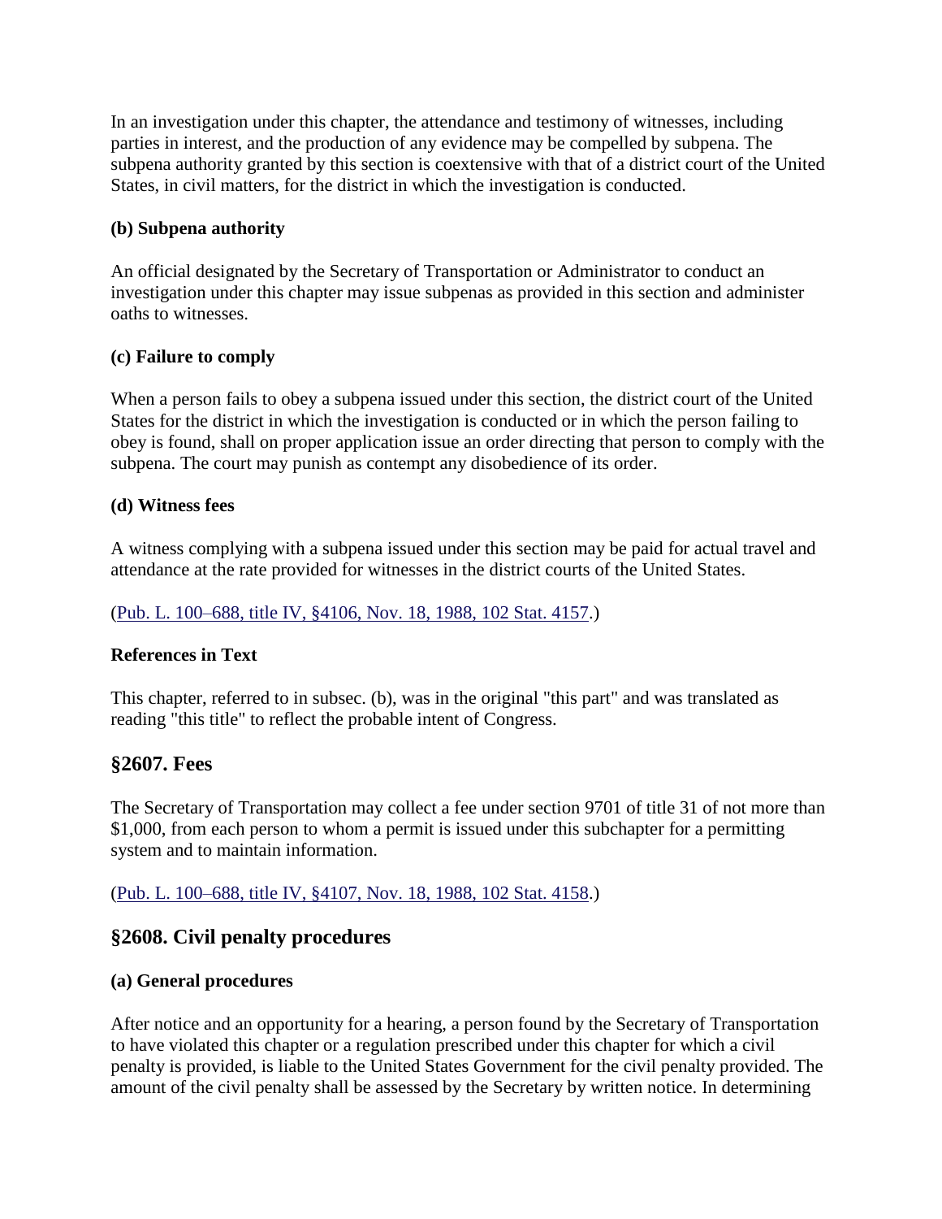In an investigation under this chapter, the attendance and testimony of witnesses, including parties in interest, and the production of any evidence may be compelled by subpena. The subpena authority granted by this section is coextensive with that of a district court of the United States, in civil matters, for the district in which the investigation is conducted.

**(b) Subpena authority**

An official designated by the Secretary of Transportation or Administrator to conduct an investigation under this chapter may issue subpenas as provided in this section and administer oaths to witnesses.

**(c) Failure to comply**

When a person fails to obey a subpena issued under this section, the district court of the United States for the district in which the investigation is conducted or in which the person failing to obey is found, shall on proper application issue an order directing that person to comply with the subpena. The court may punish as contempt any disobedience of its order.

**(d) Witness fees**

A witness complying with a subpena issued under this section may be paid for actual travel and attendance at the rate provided for witnesses in the district courts of the United States.

(Pub. L. 100–688, title IV, §4106, Nov. 18, 1988, 102 Stat. 4157.)

**References in Text**

This chapter, referred to in subsec. (b), was in the original "this part" and was translated as reading "this title" to reflect the probable intent of Congress.

## §2607. Fees

The Secretary of Transportation may collect a fee under section 9701 of title 31 of not more than $1,000, from each person to whom a permit is issued under this subchapter for a permitting system and to maintain information.

(Pub. L. 100–688, title IV, §4107, Nov. 18, 1988, 102 Stat. 4158.)

## §2608. Civil penalty procedures

**(a) General procedures**

After notice and an opportunity for a hearing, a person found by the Secretary of Transportation to have violated this chapter or a regulation prescribed under this chapter for which a civil penalty is provided, is liable to the United States Government for the civil penalty provided. The amount of the civil penalty shall be assessed by the Secretary by written notice. In determining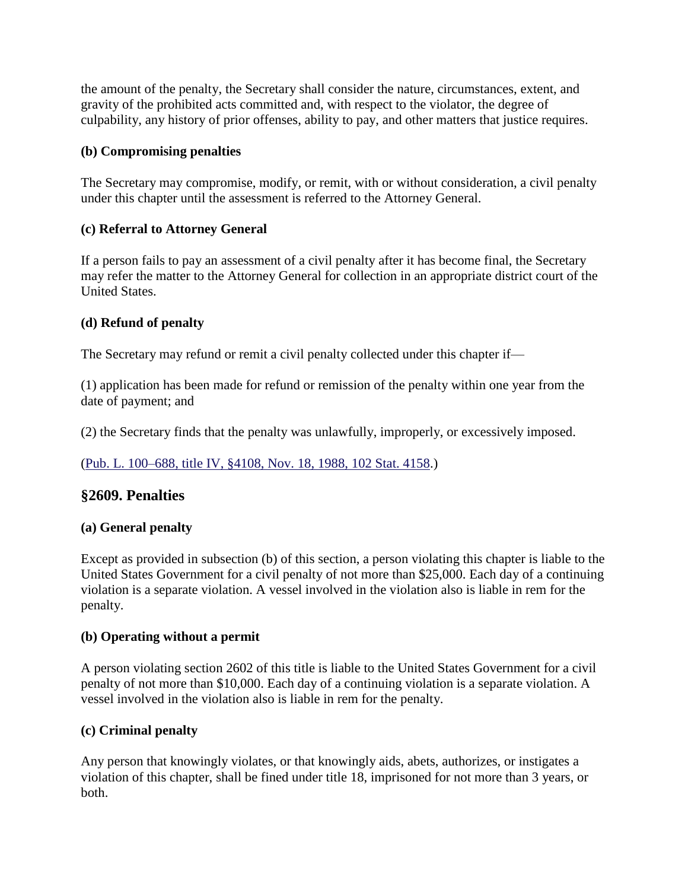the amount of the penalty, the Secretary shall consider the nature, circumstances, extent, and gravity of the prohibited acts committed and, with respect to the violator, the degree of culpability, any history of prior offenses, ability to pay, and other matters that justice requires.

**(b) Compromising penalties**

The Secretary may compromise, modify, or remit, with or without consideration, a civil penalty under this chapter until the assessment is referred to the Attorney General.

**(c) Referral to Attorney General**

If a person fails to pay an assessment of a civil penalty after it has become final, the Secretary may refer the matter to the Attorney General for collection in an appropriate district court of the United States.

**(d) Refund of penalty**

The Secretary may refund or remit a civil penalty collected under this chapter if—

(1) application has been made for refund or remission of the penalty within one year from the date of payment; and

(2) the Secretary finds that the penalty was unlawfully, improperly, or excessively imposed.

(Pub. L. 100–688, title IV, §4108, Nov. 18, 1988, 102 Stat. 4158.)

## §2609. Penalties

**(a) General penalty**

Except as provided in subsection (b) of this section, a person violating this chapter is liable to the United States Government for a civil penalty of not more than $25,000. Each day of a continuing violation is a separate violation. A vessel involved in the violation also is liable in rem for the penalty.

**(b) Operating without a permit**

A person violating section 2602 of this title is liable to the United States Government for a civil penalty of not more than $10,000. Each day of a continuing violation is a separate violation. A vessel involved in the violation also is liable in rem for the penalty.

**(c) Criminal penalty**

Any person that knowingly violates, or that knowingly aids, abets, authorizes, or instigates a violation of this chapter, shall be fined under title 18, imprisoned for not more than 3 years, or both.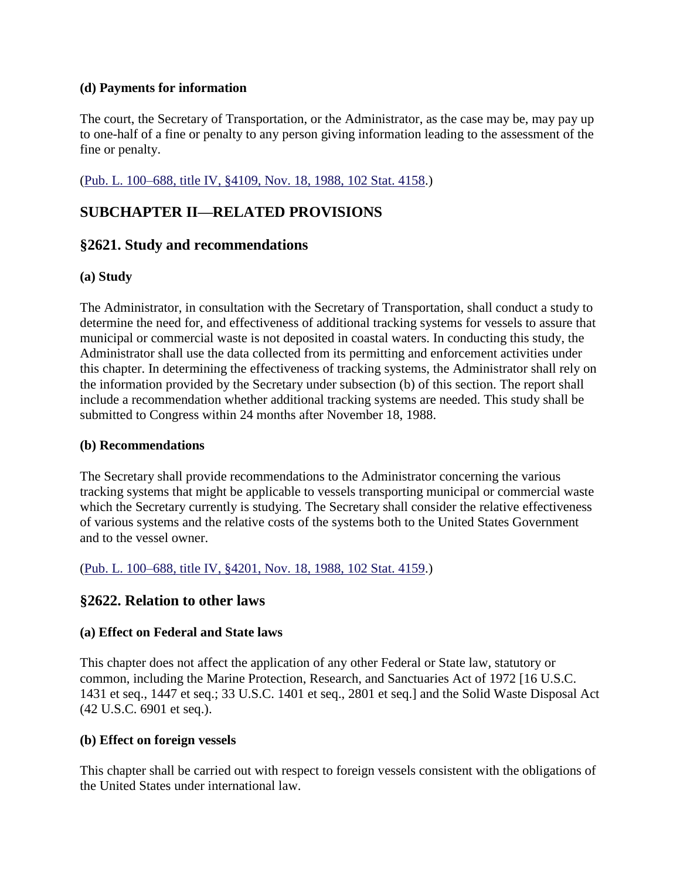### (d) Payments for information

The court, the Secretary of Transportation, or the Administrator, as the case may be, may pay up to one-half of a fine or penalty to any person giving information leading to the assessment of the fine or penalty.

(Pub. L. 100–688, title IV, §4109, Nov. 18, 1988, 102 Stat. 4158.)

## SUBCHAPTER II—RELATED PROVISIONS

## §2621. Study and recommendations

### (a) Study

The Administrator, in consultation with the Secretary of Transportation, shall conduct a study to determine the need for, and effectiveness of additional tracking systems for vessels to assure that municipal or commercial waste is not deposited in coastal waters. In conducting this study, the Administrator shall use the data collected from its permitting and enforcement activities under this chapter. In determining the effectiveness of tracking systems, the Administrator shall rely on the information provided by the Secretary under subsection (b) of this section. The report shall include a recommendation whether additional tracking systems are needed. This study shall be submitted to Congress within 24 months after November 18, 1988.

### (b) Recommendations

The Secretary shall provide recommendations to the Administrator concerning the various tracking systems that might be applicable to vessels transporting municipal or commercial waste which the Secretary currently is studying. The Secretary shall consider the relative effectiveness of various systems and the relative costs of the systems both to the United States Government and to the vessel owner.

(Pub. L. 100–688, title IV, §4201, Nov. 18, 1988, 102 Stat. 4159.)

## §2622. Relation to other laws

### (a) Effect on Federal and State laws

This chapter does not affect the application of any other Federal or State law, statutory or common, including the Marine Protection, Research, and Sanctuaries Act of 1972 [16 U.S.C. 1431 et seq., 1447 et seq.; 33 U.S.C. 1401 et seq., 2801 et seq.] and the Solid Waste Disposal Act (42 U.S.C. 6901 et seq.).

### (b) Effect on foreign vessels

This chapter shall be carried out with respect to foreign vessels consistent with the obligations of the United States under international law.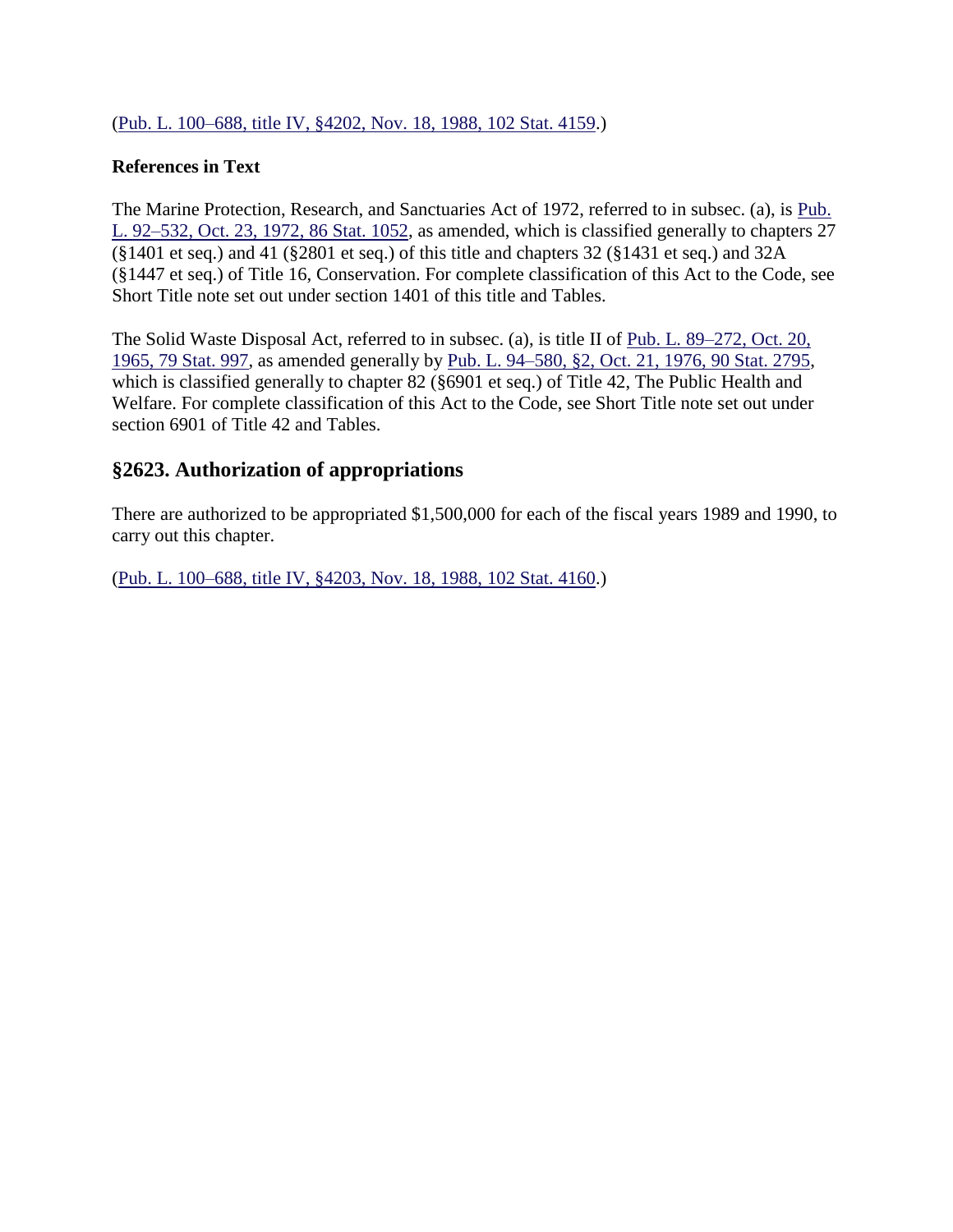(Pub. L. 100–688, title IV, §4202, Nov. 18, 1988, 102 Stat. 4159.)

**References in Text**

The Marine Protection, Research, and Sanctuaries Act of 1972, referred to in subsec. (a), is Pub. L. 92–532, Oct. 23, 1972, 86 Stat. 1052, as amended, which is classified generally to chapters 27 (§1401 et seq.) and 41 (§2801 et seq.) of this title and chapters 32 (§1431 et seq.) and 32A (§1447 et seq.) of Title 16, Conservation. For complete classification of this Act to the Code, see Short Title note set out under section 1401 of this title and Tables.

The Solid Waste Disposal Act, referred to in subsec. (a), is title II of Pub. L. 89–272, Oct. 20, 1965, 79 Stat. 997, as amended generally by Pub. L. 94–580, §2, Oct. 21, 1976, 90 Stat. 2795, which is classified generally to chapter 82 (§6901 et seq.) of Title 42, The Public Health and Welfare. For complete classification of this Act to the Code, see Short Title note set out under section 6901 of Title 42 and Tables.

## §2623. Authorization of appropriations

There are authorized to be appropriated $1,500,000 for each of the fiscal years 1989 and 1990, to carry out this chapter.

(Pub. L. 100–688, title IV, §4203, Nov. 18, 1988, 102 Stat. 4160.)